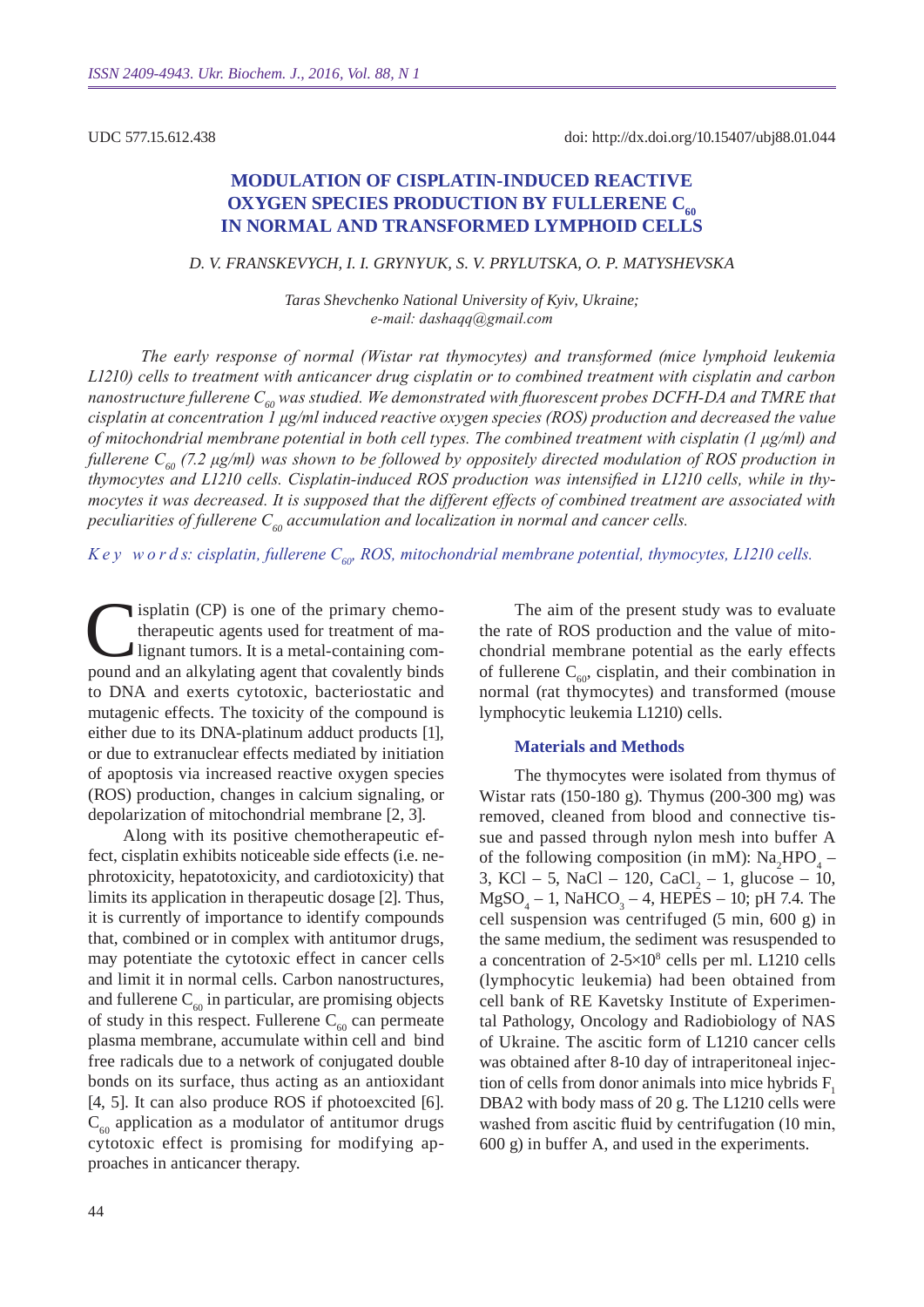UDC 577.15.612.438

doi: http://dx.doi.org/10.15407/ubj88.01.044

# MODULATION OF CISPLATIN-INDUCED REACTIVE OXYGEN SPECIES PRODUCTION BY FULLERENE $C_{60}$ IN NORMAL AND TRANSFORMED LYMPHOID CELLS

*D. V. FRANSKEVYCH, I. I. GRYNYUK, S. V. PRYLUTSKA, O. P. MATYSHEVSKA*

*Taras Shevchenko National University of Kyiv, Ukraine;*
*e-mail: dashaqq@gmail.com*

*The early response of normal (Wistar rat thymocytes) and transformed (mice lymphoid leukemia L1210) cells to treatment with anticancer drug cisplatin or to combined treatment with cisplatin and carbon nanostructure fullerene $C_{60}$ was studied. We demonstrated with fluorescent probes DCFH-DA and TMRE that cisplatin at concentration 1 μg/ml induced reactive oxygen species (ROS) production and decreased the value of mitochondrial membrane potential in both cell types. The combined treatment with cisplatin (1 μg/ml) and fullerene $C_{60}$ (7.2 μg/ml) was shown to be followed by oppositely directed modulation of ROS production in thymocytes and L1210 cells. Cisplatin-induced ROS production was intensified in L1210 cells, while in thymocytes it was decreased. It is supposed that the different effects of combined treatment are associated with peculiarities of fullerene $C_{60}$ accumulation and localization in normal and cancer cells.*

*K e y  w o r d s: cisplatin, fullerene $C_{60}$, ROS, mitochondrial membrane potential, thymocytes, L1210 cells.*

Cisplatin (CP) is one of the primary chemotherapeutic agents used for treatment of malignant tumors. It is a metal-containing compound and an alkylating agent that covalently binds to DNA and exerts cytotoxic, bacteriostatic and mutagenic effects. The toxicity of the compound is either due to its DNA-platinum adduct products [1], or due to extranuclear effects mediated by initiation of apoptosis via increased reactive oxygen species (ROS) production, changes in calcium signaling, or depolarization of mitochondrial membrane [2, 3].

Along with its positive chemotherapeutic effect, cisplatin exhibits noticeable side effects (i.e. nephrotoxicity, hepatotoxicity, and cardiotoxicity) that limits its application in therapeutic dosage [2]. Thus, it is currently of importance to identify compounds that, combined or in complex with antitumor drugs, may potentiate the cytotoxic effect in cancer cells and limit it in normal cells. Carbon nanostructures, and fullerene $C_{60}$ in particular, are promising objects of study in this respect. Fullerene $C_{60}$ can permeate plasma membrane, accumulate within cell and bind free radicals due to a network of conjugated double bonds on its surface, thus acting as an antioxidant [4, 5]. It can also produce ROS if photoexcited [6]. $C_{60}$ application as a modulator of antitumor drugs cytotoxic effect is promising for modifying approaches in anticancer therapy.

The aim of the present study was to evaluate the rate of ROS production and the value of mitochondrial membrane potential as the early effects of fullerene $C_{60}$, cisplatin, and their combination in normal (rat thymocytes) and transformed (mouse lymphocytic leukemia L1210) cells.

## Materials and Methods

The thymocytes were isolated from thymus of Wistar rats (150-180 g). Thymus (200-300 mg) was removed, cleaned from blood and connective tissue and passed through nylon mesh into buffer A of the following composition (in mM): $Na_2HPO_4$ – 3, KCl – 5, NaCl – 120, $CaCl_2$ – 1, glucose – 10, $MgSO_4$ – 1, $NaHCO_3$ – 4, HEPES – 10; pH 7.4. The cell suspension was centrifuged (5 min, 600 g) in the same medium, the sediment was resuspended to a concentration of 2-5×$10^8$ cells per ml. L1210 cells (lymphocytic leukemia) had been obtained from cell bank of RE Kavetsky Institute of Experimental Pathology, Oncology and Radiobiology of NAS of Ukraine. The ascitic form of L1210 cancer cells was obtained after 8-10 day of intraperitoneal injection of cells from donor animals into mice hybrids $F_1$ DBA2 with body mass of 20 g. The L1210 cells were washed from ascitic fluid by centrifugation (10 min, 600 g) in buffer A, and used in the experiments.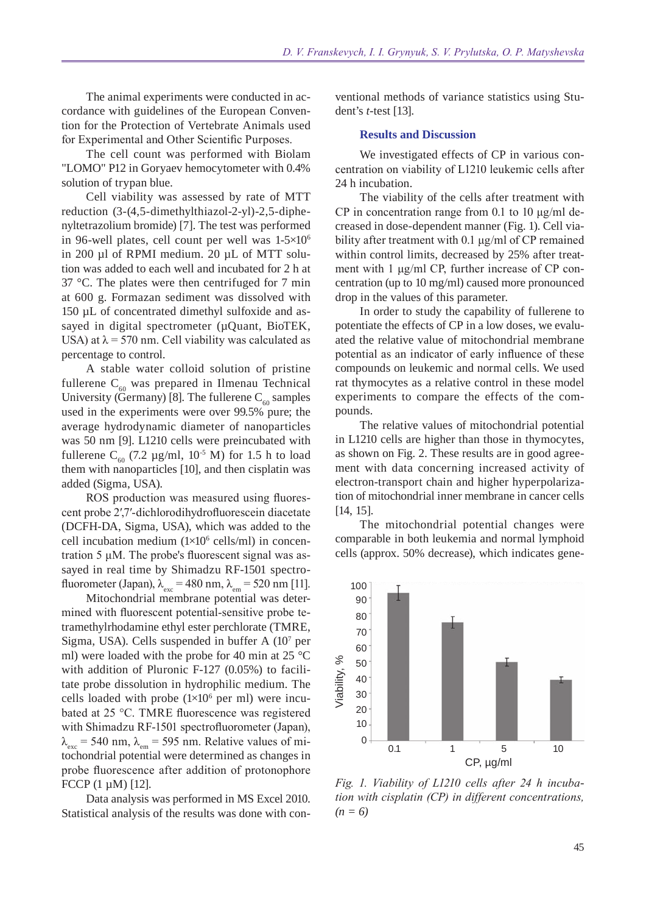The animal experiments were conducted in accordance with guidelines of the European Convention for the Protection of Vertebrate Animals used for Experimental and Other Scientific Purposes.

The cell count was performed with Biolam "LOMO" P12 in Goryaev hemocytometer with 0.4% solution of trypan blue.

Cell viability was assessed by rate of MTT reduction (3-(4,5-dimethylthiazol-2-yl)-2,5-diphenyltetrazolium bromide) [7]. The test was performed in 96-well plates, cell count per well was 1-5×$10^6$ in 200 µl of RPMI medium. 20 µL of MTT solution was added to each well and incubated for 2 h at 37 °C. The plates were then centrifuged for 7 min at 600 g. Formazan sediment was dissolved with 150 µL of concentrated dimethyl sulfoxide and assayed in digital spectrometer (µQuant, BioTEK, USA) at λ = 570 nm. Cell viability was calculated as percentage to control.

A stable water colloid solution of pristine fullerene $C_{60}$ was prepared in Ilmenau Technical University (Germany) [8]. The fullerene $C_{60}$ samples used in the experiments were over 99.5% pure; the average hydrodynamic diameter of nanoparticles was 50 nm [9]. L1210 cells were preincubated with fullerene $C_{60}$ (7.2 µg/ml, $10^{-5}$ M) for 1.5 h to load them with nanoparticles [10], and then cisplatin was added (Sigma, USA).

ROS production was measured using fluorescent probe 2′,7′-dichlorodihydrofluorescein diacetate (DCFH-DA, Sigma, USA), which was added to the cell incubation medium (1×$10^6$ cells/ml) in concentration 5 µM. The probe's fluorescent signal was assayed in real time by Shimadzu RF-1501 spectrofluorometer (Japan), $\lambda_{exc}$ = 480 nm, $\lambda_{em}$ = 520 nm [11].

Mitochondrial membrane potential was determined with fluorescent potential-sensitive probe tetramethylrhodamine ethyl ester perchlorate (TMRE, Sigma, USA). Cells suspended in buffer A ($10^7$ per ml) were loaded with the probe for 40 min at 25 °C with addition of Pluronic F-127 (0.05%) to facilitate probe dissolution in hydrophilic medium. The cells loaded with probe (1×$10^6$ per ml) were incubated at 25 °C. TMRE fluorescence was registered with Shimadzu RF-1501 spectrofluorometer (Japan), $\lambda_{exc}$ = 540 nm, $\lambda_{em}$ = 595 nm. Relative values of mitochondrial potential were determined as changes in probe fluorescence after addition of protonophore FCCP (1 µM) [12].

Data analysis was performed in MS Excel 2010. Statistical analysis of the results was done with conventional methods of variance statistics using Student's *t*-test [13].

## Results and Discussion

We investigated effects of CP in various concentration on viability of L1210 leukemic cells after 24 h incubation.

The viability of the cells after treatment with CP in concentration range from 0.1 to 10 µg/ml decreased in dose-dependent manner (Fig. 1). Cell viability after treatment with 0.1 µg/ml of CP remained within control limits, decreased by 25% after treatment with 1 µg/ml CP, further increase of CP concentration (up to 10 mg/ml) caused more pronounced drop in the values of this parameter.

In order to study the capability of fullerene to potentiate the effects of CP in a low doses, we evaluated the relative value of mitochondrial membrane potential as an indicator of early influence of these compounds on leukemic and normal cells. We used rat thymocytes as a relative control in these model experiments to compare the effects of the compounds.

The relative values of mitochondrial potential in L1210 cells are higher than those in thymocytes, as shown on Fig. 2. These results are in good agreement with data concerning increased activity of electron-transport chain and higher hyperpolarization of mitochondrial inner membrane in cancer cells [14, 15].

The mitochondrial potential changes were comparable in both leukemia and normal lymphoid cells (approx. 50% decrease), which indicates gene-

*Fig. 1. Viability of L1210 cells after 24 h incubation with cisplatin (CP) in different concentrations, (n = 6)*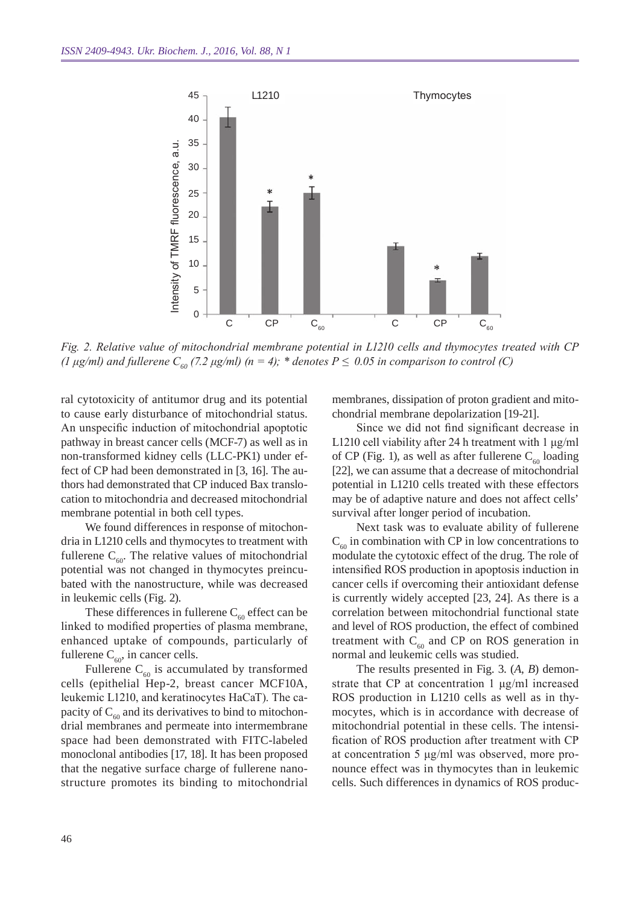Fig. 2. *Relative value of mitochondrial membrane potential in L1210 cells and thymocytes treated with CP (1 μg/ml) and fullerene $C_{60}$ (7.2 μg/ml) (n = 4); * denotes $P \leq 0.05$ in comparison to control (C)*

ral cytotoxicity of antitumor drug and its potential to cause early disturbance of mitochondrial status. An unspecific induction of mitochondrial apoptotic pathway in breast cancer cells (MCF-7) as well as in non-transformed kidney cells (LLC-PK1) under effect of CP had been demonstrated in [3, 16]. The authors had demonstrated that CP induced Bax translocation to mitochondria and decreased mitochondrial membrane potential in both cell types.

We found differences in response of mitochondria in L1210 cells and thymocytes to treatment with fullerene $C_{60}$. The relative values of mitochondrial potential was not changed in thymocytes preincubated with the nanostructure, while was decreased in leukemic cells (Fig. 2).

These differences in fullerene $C_{60}$ effect can be linked to modified properties of plasma membrane, enhanced uptake of compounds, particularly of fullerene $C_{60}$, in cancer cells.

Fullerene $C_{60}$ is accumulated by transformed cells (epithelial Hep-2, breast cancer MCF10A, leukemic L1210, and keratinocytes HaCaT). The capacity of $C_{60}$ and its derivatives to bind to mitochondrial membranes and permeate into intermembrane space had been demonstrated with FITC-labeled monoclonal antibodies [17, 18]. It has been proposed that the negative surface charge of fullerene nanostructure promotes its binding to mitochondrial membranes, dissipation of proton gradient and mitochondrial membrane depolarization [19-21].

Since we did not find significant decrease in L1210 cell viability after 24 h treatment with 1 μg/ml of CP (Fig. 1), as well as after fullerene $C_{60}$ loading [22], we can assume that a decrease of mitochondrial potential in L1210 cells treated with these effectors may be of adaptive nature and does not affect cells' survival after longer period of incubation.

Next task was to evaluate ability of fullerene $C_{60}$ in combination with CP in low concentrations to modulate the cytotoxic effect of the drug. The role of intensified ROS production in apoptosis induction in cancer cells if overcoming their antioxidant defense is currently widely accepted [23, 24]. As there is a correlation between mitochondrial functional state and level of ROS production, the effect of combined treatment with $C_{60}$ and CP on ROS generation in normal and leukemic cells was studied.

The results presented in Fig. 3. (*A*, *B*) demonstrate that CP at concentration 1 μg/ml increased ROS production in L1210 cells as well as in thymocytes, which is in accordance with decrease of mitochondrial potential in these cells. The intensification of ROS production after treatment with CP at concentration 5 μg/ml was observed, more pronounce effect was in thymocytes than in leukemic cells. Such differences in dynamics of ROS produc-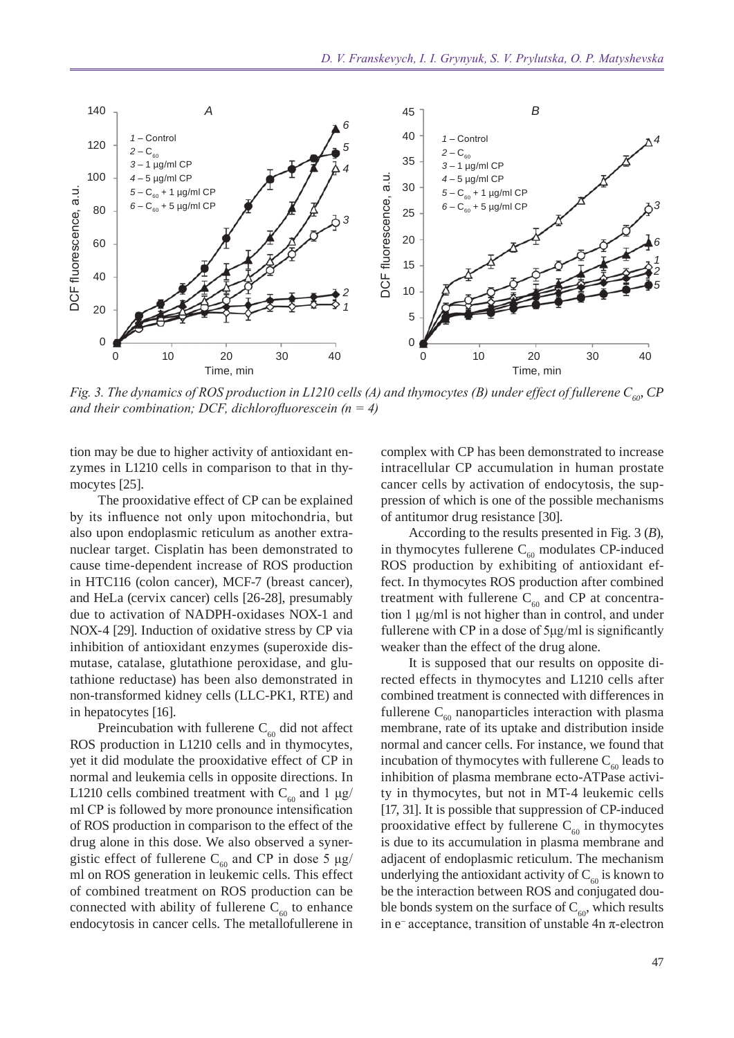*Fig. 3. The dynamics of ROS production in L1210 cells (A) and thymocytes (B) under effect of fullerene $C_{60}$, CP and their combination; DCF, dichlorofluorescein (n = 4)*

tion may be due to higher activity of antioxidant enzymes in L1210 cells in comparison to that in thymocytes [25].

The prooxidative effect of CP can be explained by its influence not only upon mitochondria, but also upon endoplasmic reticulum as another extranuclear target. Cisplatin has been demonstrated to cause time-dependent increase of ROS production in HTC116 (colon cancer), MCF-7 (breast cancer), and HeLa (cervix cancer) cells [26-28], presumably due to activation of NADPH-oxidases NOX-1 and NOX-4 [29]. Induction of oxidative stress by CP via inhibition of antioxidant enzymes (superoxide dismutase, catalase, glutathione peroxidase, and glutathione reductase) has been also demonstrated in non-transformed kidney cells (LLC-PK1, RTE) and in hepatocytes [16].

Preincubation with fullerene $C_{60}$ did not affect ROS production in L1210 cells and in thymocytes, yet it did modulate the prooxidative effect of CP in normal and leukemia cells in opposite directions. In L1210 cells combined treatment with $C_{60}$ and 1 µg/ml CP is followed by more pronounce intensification of ROS production in comparison to the effect of the drug alone in this dose. We also observed a synergistic effect of fullerene $C_{60}$ and CP in dose 5 µg/ml on ROS generation in leukemic cells. This effect of combined treatment on ROS production can be connected with ability of fullerene $C_{60}$ to enhance endocytosis in cancer cells. The metallofullerene in complex with CP has been demonstrated to increase intracellular CP accumulation in human prostate cancer cells by activation of endocytosis, the suppression of which is one of the possible mechanisms of antitumor drug resistance [30].

According to the results presented in Fig. 3 (*B*), in thymocytes fullerene $C_{60}$ modulates CP-induced ROS production by exhibiting of antioxidant effect. In thymocytes ROS production after combined treatment with fullerene $C_{60}$ and CP at concentration 1 µg/ml is not higher than in control, and under fullerene with CP in a dose of 5µg/ml is significantly weaker than the effect of the drug alone.

It is supposed that our results on opposite directed effects in thymocytes and L1210 cells after combined treatment is connected with differences in fullerene $C_{60}$ nanoparticles interaction with plasma membrane, rate of its uptake and distribution inside normal and cancer cells. For instance, we found that incubation of thymocytes with fullerene $C_{60}$ leads to inhibition of plasma membrane ecto-ATPase activity in thymocytes, but not in MT-4 leukemic cells [17, 31]. It is possible that suppression of CP-induced prooxidative effect by fullerene $C_{60}$ in thymocytes is due to its accumulation in plasma membrane and adjacent of endoplasmic reticulum. The mechanism underlying the antioxidant activity of $C_{60}$ is known to be the interaction between ROS and conjugated double bonds system on the surface of $C_{60}$, which results in $e^-$ acceptance, transition of unstable 4n π-electron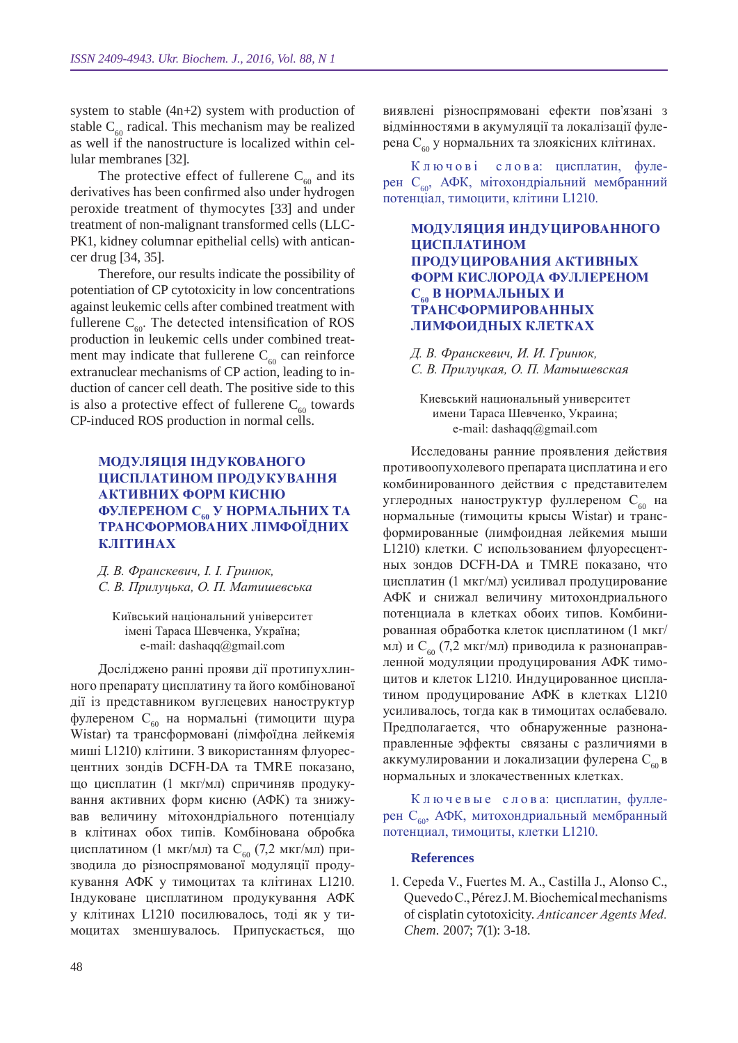system to stable (4n+2) system with production of stable $C_{60}$ radical. This mechanism may be realized as well if the nanostructure is localized within cellular membranes [32].

The protective effect of fullerene $C_{60}$ and its derivatives has been confirmed also under hydrogen peroxide treatment of thymocytes [33] and under treatment of non-malignant transformed cells (LLC-PK1, kidney columnar epithelial cells) with anticancer drug [34, 35].

Therefore, our results indicate the possibility of potentiation of CP cytotoxicity in low concentrations against leukemic cells after combined treatment with fullerene $C_{60}$. The detected intensification of ROS production in leukemic cells under combined treatment may indicate that fullerene $C_{60}$ can reinforce extranuclear mechanisms of CP action, leading to induction of cancer cell death. The positive side to this is also a protective effect of fullerene $C_{60}$ towards CP-induced ROS production in normal cells.

## МОДУЛЯЦІЯ ІНДУКОВАНОГО ЦИСПЛАТИНОМ ПРОДУКУВАННЯ АКТИВНИХ ФОРМ КИСНЮ ФУЛЕРЕНОМ $C_{60}$ У НОРМАЛЬНИХ ТА ТРАНСФОРМОВАНИХ ЛІМФОЇДНИХ КЛІТИНАХ

*Д. В. Франскевич, І. І. Гринюк, С. В. Прилуцька, О. П. Матишевська*

Київський національний університет імені Тараса Шевченка, Україна;
e-mail: dashaqq@gmail.com

Досліджено ранні прояви дії протипухлинного препарату цисплатину та його комбінованої дії із представником вуглецевих наноструктур фулереном $C_{60}$ на нормальні (тимоцити щура Wistar) та трансформовані (лімфоїдна лейкемія миші L1210) клітини. З використанням флуоресцентних зондів DCFH-DA та TMRE показано, що цисплатин (1 мкг/мл) спричиняв продукування активних форм кисню (АФК) та знижував величину мітохондріального потенціалу в клітинах обох типів. Комбінована обробка цисплатином (1 мкг/мл) та $C_{60}$ (7,2 мкг/мл) призводила до різноспрямованої модуляції продукування АФК у тимоцитах та клітинах L1210. Індуковане цисплатином продукування АФК у клітинах L1210 посилювалось, тоді як у тимоцитах зменшувалось. Припускається, що виявлені різноспрямовані ефекти пов'язані з відмінностями в акумуляції та локалізації фулерена $C_{60}$ у нормальних та злоякісних клітинах.

Ключові слова: цисплатин, фулерен $C_{60}$, АФК, мітохондріальний мембранний потенціал, тимоцити, клітини L1210.

## МОДУЛЯЦИЯ ИНДУЦИРОВАННОГО ЦИСПЛАТИНОМ ПРОДУЦИРОВАНИЯ АКТИВНЫХ ФОРМ КИСЛОРОДА ФУЛЛЕРЕНОМ $C_{60}$ В НОРМАЛЬНЫХ И ТРАНСФОРМИРОВАННЫХ ЛИМФОИДНЫХ КЛЕТКАХ

*Д. В. Франскевич, И. И. Гринюк, С. В. Прилуцкая, О. П. Матышевская*

Киевський национальный университет имени Тараса Шевченко, Украина;
e-mail: dashaqq@gmail.com

Исследованы ранние проявления действия противоопухолевого препарата цисплатина и его комбинированного действия с представителем углеродных наноструктур фуллереном $C_{60}$ на нормальные (тимоциты крысы Wistar) и трансформированные (лимфоидная лейкемия мыши L1210) клетки. С использованием флуоресцентных зондов DCFH-DA и TMRE показано, что цисплатин (1 мкг/мл) усиливал продуцирование АФК и снижал величину митохондриального потенциала в клетках обоих типов. Комбинированная обработка клеток цисплатином (1 мкг/мл) и $C_{60}$ (7,2 мкг/мл) приводила к разнонаправленной модуляции продуцирования АФК тимоцитов и клеток L1210. Индуцированное цисплатином продуцирование АФК в клетках L1210 усиливалось, тогда как в тимоцитах ослабевало. Предполагается, что обнаруженные разнонаправленные эффекты связаны с различиями в аккумулировании и локализации фулерена $C_{60}$ в нормальных и злокачественных клетках.

Ключевые слова: цисплатин, фуллерен $C_{60}$, АФК, митохондриальный мембранный потенциал, тимоциты, клетки L1210.

### References

1. Cepeda V., Fuertes M. A., Castilla J., Alonso C., Quevedo C., Pérez J. M. Biochemical mechanisms of cisplatin cytotoxicity. *Anticancer Agents Med. Chem.* 2007; 7(1): 3-18.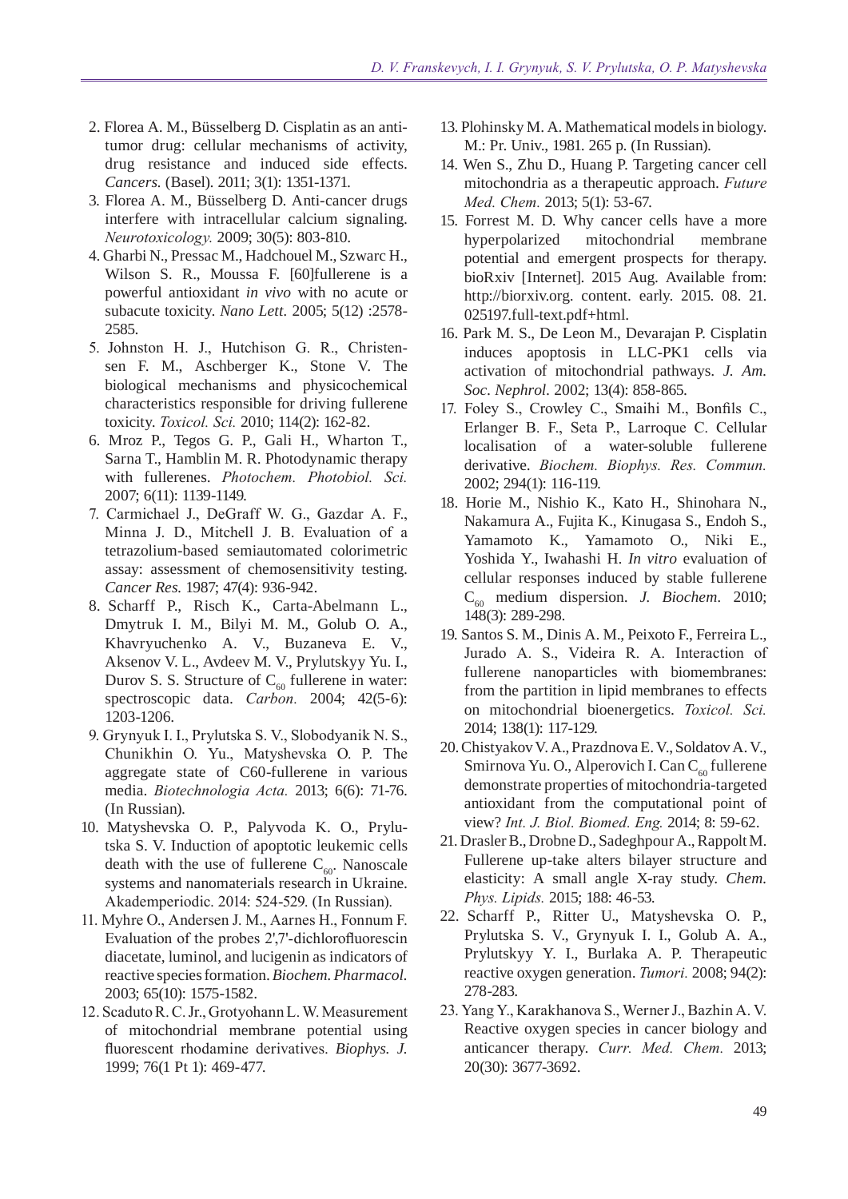2. Florea A. M., Büsselberg D. Cisplatin as an anti-tumor drug: cellular mechanisms of activity, drug resistance and induced side effects. *Cancers.* (Basel). 2011; 3(1): 1351-1371.
3. Florea A. M., Büsselberg D. Anti-cancer drugs interfere with intracellular calcium signaling. *Neurotoxicology.* 2009; 30(5): 803-810.
4. Gharbi N., Pressac M., Hadchouel M., Szwarc H., Wilson S. R., Moussa F. [60]fullerene is a powerful antioxidant *in vivo* with no acute or subacute toxicity. *Nano Lett.* 2005; 5(12) :2578-2585.
5. Johnston H. J., Hutchison G. R., Christensen F. M., Aschberger K., Stone V. The biological mechanisms and physicochemical characteristics responsible for driving fullerene toxicity. *Toxicol. Sci.* 2010; 114(2): 162-82.
6. Mroz P., Tegos G. P., Gali H., Wharton T., Sarna T., Hamblin M. R. Photodynamic therapy with fullerenes. *Photochem. Photobiol. Sci.* 2007; 6(11): 1139-1149.
7. Carmichael J., DeGraff W. G., Gazdar A. F., Minna J. D., Mitchell J. B. Evaluation of a tetrazolium-based semiautomated colorimetric assay: assessment of chemosensitivity testing. *Cancer Res.* 1987; 47(4): 936-942.
8. Scharff P., Risch K., Carta-Abelmann L., Dmytruk I. M., Bilyi M. M., Golub O. A., Khavryuchenko A. V., Buzaneva E. V., Aksenov V. L., Avdeev M. V., Prylutskyy Yu. I., Durov S. S. Structure of $C_{60}$ fullerene in water: spectroscopic data. *Carbon.* 2004; 42(5-6): 1203-1206.
9. Grynyuk I. I., Prylutska S. V., Slobodyanik N. S., Chunikhin O. Yu., Matyshevska O. P. The aggregate state of C60-fullerene in various media. *Biotechnologia Acta.* 2013; 6(6): 71-76. (In Russian).
10. Matyshevska O. P., Palyvoda K. O., Prylutska S. V. Induction of apoptotic leukemic cells death with the use of fullerene $C_{60}$. Nanoscale systems and nanomaterials research in Ukraine. Akademperiodic. 2014: 524-529. (In Russian).
11. Myhre O., Andersen J. M., Aarnes H., Fonnum F. Evaluation of the probes 2',7'-dichlorofluorescin diacetate, luminol, and lucigenin as indicators of reactive species formation. *Biochem. Pharmacol.* 2003; 65(10): 1575-1582.
12. Scaduto R. C. Jr., Grotyohann L. W. Measurement of mitochondrial membrane potential using fluorescent rhodamine derivatives. *Biophys. J.* 1999; 76(1 Pt 1): 469-477.
13. Plohinsky M. A. Mathematical models in biology. M.: Pr. Univ., 1981. 265 p. (In Russian).
14. Wen S., Zhu D., Huang P. Targeting cancer cell mitochondria as a therapeutic approach. *Future Med. Chem.* 2013; 5(1): 53-67.
15. Forrest M. D. Why cancer cells have a more hyperpolarized mitochondrial membrane potential and emergent prospects for therapy. bioRxiv [Internet]. 2015 Aug. Available from: http://biorxiv.org. content. early. 2015. 08. 21. 025197.full-text.pdf+html.
16. Park M. S., De Leon M., Devarajan P. Cisplatin induces apoptosis in LLC-PK1 cells via activation of mitochondrial pathways. *J. Am. Soc. Nephrol.* 2002; 13(4): 858-865.
17. Foley S., Crowley C., Smaihi M., Bonfils C., Erlanger B. F., Seta P., Larroque C. Cellular localisation of a water-soluble fullerene derivative. *Biochem. Biophys. Res. Commun.* 2002; 294(1): 116-119.
18. Horie M., Nishio K., Kato H., Shinohara N., Nakamura A., Fujita K., Kinugasa S., Endoh S., Yamamoto K., Yamamoto O., Niki E., Yoshida Y., Iwahashi H. *In vitro* evaluation of cellular responses induced by stable fullerene $C_{60}$ medium dispersion. *J. Biochem.* 2010; 148(3): 289-298.
19. Santos S. M., Dinis A. M., Peixoto F., Ferreira L., Jurado A. S., Videira R. A. Interaction of fullerene nanoparticles with biomembranes: from the partition in lipid membranes to effects on mitochondrial bioenergetics. *Toxicol. Sci.* 2014; 138(1): 117-129.
20. Chistyakov V. A., Prazdnova E. V., Soldatov A. V., Smirnova Yu. O., Alperovich I. Can $C_{60}$ fullerene demonstrate properties of mitochondria-targeted antioxidant from the computational point of view? *Int. J. Biol. Biomed. Eng.* 2014; 8: 59-62.
21. Drasler B., Drobne D., Sadeghpour A., Rappolt M. Fullerene up-take alters bilayer structure and elasticity: A small angle X-ray study. *Chem. Phys. Lipids.* 2015; 188: 46-53.
22. Scharff P., Ritter U., Matyshevska O. P., Prylutska S. V., Grynyuk I. I., Golub A. A., Prylutskyy Y. I., Burlaka A. P. Therapeutic reactive oxygen generation. *Tumori.* 2008; 94(2): 278-283.
23. Yang Y., Karakhanova S., Werner J., Bazhin A. V. Reactive oxygen species in cancer biology and anticancer therapy. *Curr. Med. Chem.* 2013; 20(30): 3677-3692.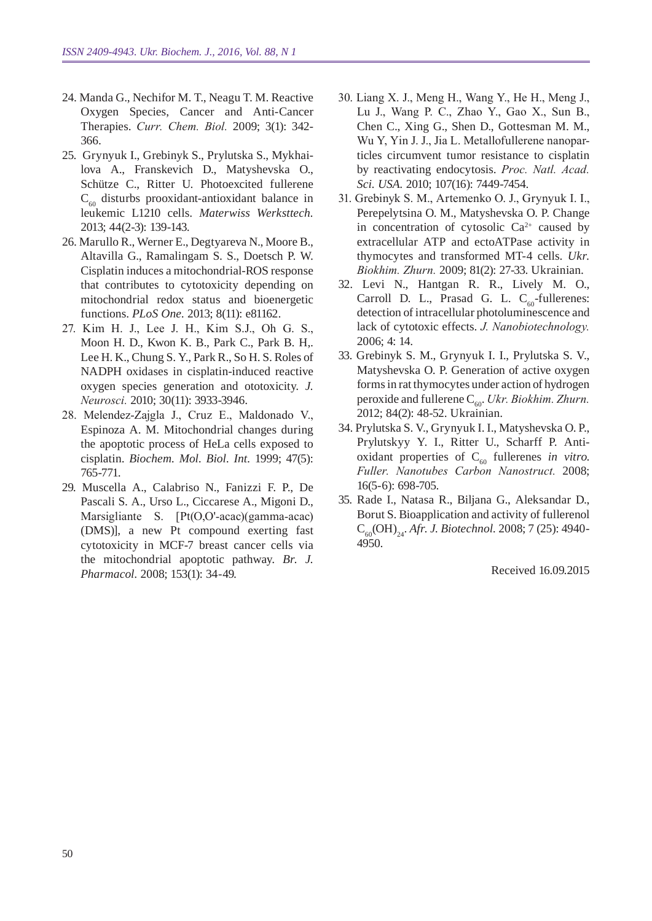24. Manda G., Nechifor M. T., Neagu T. M. Reactive Oxygen Species, Cancer and Anti-Cancer Therapies. *Curr. Chem. Biol.* 2009; 3(1): 342-366.
25. Grynyuk I., Grebinyk S., Prylutska S., Mykhailova A., Franskevich D., Matyshevska O., Schütze C., Ritter U. Photoexcited fullerene $C_{60}$ disturbs prooxidant-antioxidant balance in leukemic L1210 cells. *Materwiss Werksttech.* 2013; 44(2-3): 139-143.
26. Marullo R., Werner E., Degtyareva N., Moore B., Altavilla G., Ramalingam S. S., Doetsch P. W. Cisplatin induces a mitochondrial-ROS response that contributes to cytotoxicity depending on mitochondrial redox status and bioenergetic functions. *PLoS One.* 2013; 8(11): e81162.
27. Kim H. J., Lee J. H., Kim S.J., Oh G. S., Moon H. D., Kwon K. B., Park C., Park B. H,. Lee H. K., Chung S. Y., Park R., So H. S. Roles of NADPH oxidases in cisplatin-induced reactive oxygen species generation and ototoxicity. *J. Neurosci.* 2010; 30(11): 3933-3946.
28. Melendez-Zajgla J., Cruz E., Maldonado V., Espinoza A. M. Mitochondrial changes during the apoptotic process of HeLa cells exposed to cisplatin. *Biochem. Mol. Biol. Int.* 1999; 47(5): 765-771.
29. Muscella A., Calabriso N., Fanizzi F. P., De Pascali S. A., Urso L., Ciccarese A., Migoni D., Marsigliante S. [Pt(O,O'-acac)(gamma-acac)(DMS)], a new Pt compound exerting fast cytotoxicity in MCF-7 breast cancer cells via the mitochondrial apoptotic pathway. *Br. J. Pharmacol.* 2008; 153(1): 34-49.
30. Liang X. J., Meng H., Wang Y., He H., Meng J., Lu J., Wang P. C., Zhao Y., Gao X., Sun B., Chen C., Xing G., Shen D., Gottesman M. M., Wu Y, Yin J. J., Jia L. Metallofullerene nanoparticles circumvent tumor resistance to cisplatin by reactivating endocytosis. *Proc. Natl. Acad. Sci. USA.* 2010; 107(16): 7449-7454.
31. Grebinyk S. M., Artemenko O. J., Grynyuk I. I., Perepelytsina O. M., Matyshevska O. P. Change in concentration of cytosolic $Ca^{2+}$ caused by extracellular ATP and ectoATPase activity in thymocytes and transformed MT-4 cells. *Ukr. Biokhim. Zhurn.* 2009; 81(2): 27-33. Ukrainian.
32. Levi N., Hantgan R. R., Lively M. O., Carroll D. L., Prasad G. L. $C_{60}$-fullerenes: detection of intracellular photoluminescence and lack of cytotoxic effects. *J. Nanobiotechnology.* 2006; 4: 14.
33. Grebinyk S. M., Grynyuk I. I., Prylutska S. V., Matyshevska O. P. Generation of active oxygen forms in rat thymocytes under action of hydrogen peroxide and fullerene $C_{60}$. *Ukr. Biokhim. Zhurn.* 2012; 84(2): 48-52. Ukrainian.
34. Prylutska S. V., Grynyuk I. I., Matyshevska O. P., Prylutskyy Y. I., Ritter U., Scharff P. Anti-oxidant properties of $C_{60}$ fullerenes *in vitro*. *Fuller. Nanotubes Carbon Nanostruct.* 2008; 16(5-6): 698-705.
35. Rade I., Natasa R., Biljana G., Aleksandar D., Borut S. Bioapplication and activity of fullerenol $C_{60}(OH)_{24}$. *Afr. J. Biotechnol.* 2008; 7 (25): 4940-4950.

Received 16.09.2015